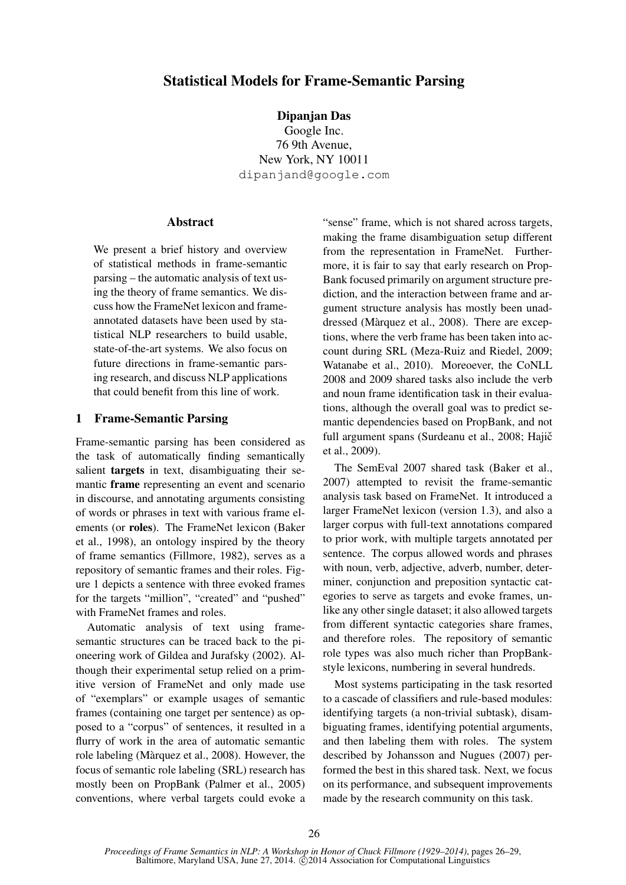# Statistical Models for Frame-Semantic Parsing

**Dipanjan Das**
Google Inc.
76 9th Avenue,
New York, NY 10011
dipanjand@google.com

## Abstract

We present a brief history and overview of statistical methods in frame-semantic parsing – the automatic analysis of text using the theory of frame semantics. We discuss how the FrameNet lexicon and frame-annotated datasets have been used by statistical NLP researchers to build usable, state-of-the-art systems. We also focus on future directions in frame-semantic parsing research, and discuss NLP applications that could benefit from this line of work.

## 1 Frame-Semantic Parsing

Frame-semantic parsing has been considered as the task of automatically finding semantically salient **targets** in text, disambiguating their semantic **frame** representing an event and scenario in discourse, and annotating arguments consisting of words or phrases in text with various frame elements (or **roles**). The FrameNet lexicon (Baker et al., 1998), an ontology inspired by the theory of frame semantics (Fillmore, 1982), serves as a repository of semantic frames and their roles. Figure 1 depicts a sentence with three evoked frames for the targets "million", "created" and "pushed" with FrameNet frames and roles.

Automatic analysis of text using frame-semantic structures can be traced back to the pioneering work of Gildea and Jurafsky (2002). Although their experimental setup relied on a primitive version of FrameNet and only made use of "exemplars" or example usages of semantic frames (containing one target per sentence) as opposed to a "corpus" of sentences, it resulted in a flurry of work in the area of automatic semantic role labeling (Màrquez et al., 2008). However, the focus of semantic role labeling (SRL) research has mostly been on PropBank (Palmer et al., 2005) conventions, where verbal targets could evoke a "sense" frame, which is not shared across targets, making the frame disambiguation setup different from the representation in FrameNet. Furthermore, it is fair to say that early research on PropBank focused primarily on argument structure prediction, and the interaction between frame and argument structure analysis has mostly been unaddressed (Màrquez et al., 2008). There are exceptions, where the verb frame has been taken into account during SRL (Meza-Ruiz and Riedel, 2009; Watanabe et al., 2010). Moreoever, the CoNLL 2008 and 2009 shared tasks also include the verb and noun frame identification task in their evaluations, although the overall goal was to predict semantic dependencies based on PropBank, and not full argument spans (Surdeanu et al., 2008; Hajič et al., 2009).

The SemEval 2007 shared task (Baker et al., 2007) attempted to revisit the frame-semantic analysis task based on FrameNet. It introduced a larger FrameNet lexicon (version 1.3), and also a larger corpus with full-text annotations compared to prior work, with multiple targets annotated per sentence. The corpus allowed words and phrases with noun, verb, adjective, adverb, number, determiner, conjunction and preposition syntactic categories to serve as targets and evoke frames, unlike any other single dataset; it also allowed targets from different syntactic categories share frames, and therefore roles. The repository of semantic role types was also much richer than PropBank-style lexicons, numbering in several hundreds.

Most systems participating in the task resorted to a cascade of classifiers and rule-based modules: identifying targets (a non-trivial subtask), disambiguating frames, identifying potential arguments, and then labeling them with roles. The system described by Johansson and Nugues (2007) performed the best in this shared task. Next, we focus on its performance, and subsequent improvements made by the research community on this task.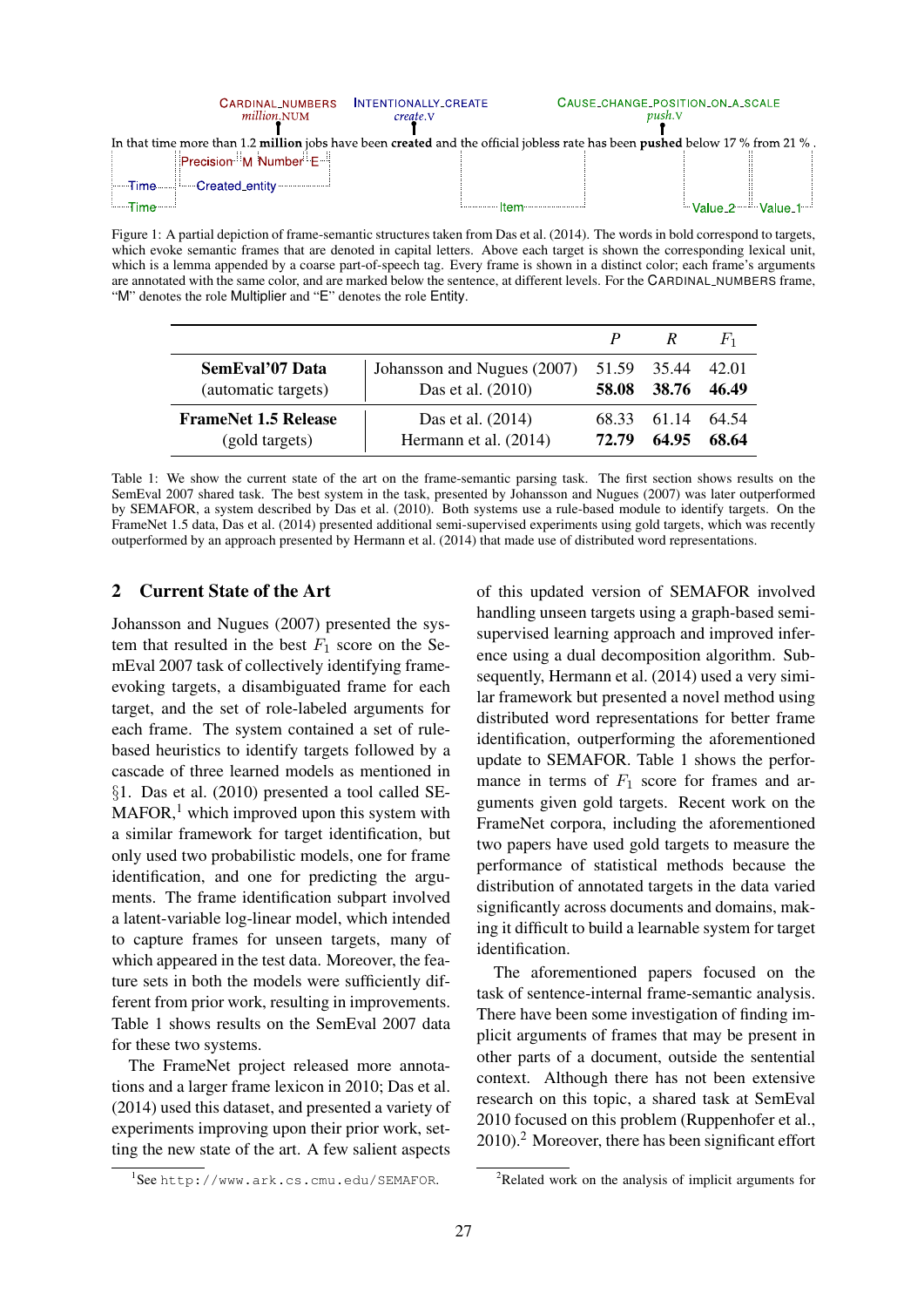In that time more than 1.2 **million** jobs have been **created** and the official jobless rate has been **pushed** below 17 % from 21 % .

Figure 1: A partial depiction of frame-semantic structures taken from Das et al. (2014). The words in bold correspond to targets, which evoke semantic frames that are denoted in capital letters. Above each target is shown the corresponding lexical unit, which is a lemma appended by a coarse part-of-speech tag. Every frame is shown in a distinct color; each frame's arguments are annotated with the same color, and are marked below the sentence, at different levels. For the CARDINAL_NUMBERS frame, "M" denotes the role Multiplier and "E" denotes the role Entity.

| | | $P$ | $R$ | $F_1$ |
|---|---|---|---|---|
| **SemEval'07 Data** (automatic targets) | Johansson and Nugues (2007) | 51.59 | 35.44 | 42.01 |
| | Das et al. (2010) | **58.08** | **38.76** | **46.49** |
| **FrameNet 1.5 Release** (gold targets) | Das et al. (2014) | 68.33 | 61.14 | 64.54 |
| | Hermann et al. (2014) | **72.79** | **64.95** | **68.64** |

Table 1: We show the current state of the art on the frame-semantic parsing task. The first section shows results on the SemEval 2007 shared task. The best system in the task, presented by Johansson and Nugues (2007) was later outperformed by SEMAFOR, a system described by Das et al. (2010). Both systems use a rule-based module to identify targets. On the FrameNet 1.5 data, Das et al. (2014) presented additional semi-supervised experiments using gold targets, which was recently outperformed by an approach presented by Hermann et al. (2014) that made use of distributed word representations.

## 2 Current State of the Art

Johansson and Nugues (2007) presented the system that resulted in the best $F_1$ score on the SemEval 2007 task of collectively identifying frame-evoking targets, a disambiguated frame for each target, and the set of role-labeled arguments for each frame. The system contained a set of rule-based heuristics to identify targets followed by a cascade of three learned models as mentioned in §1. Das et al. (2010) presented a tool called SEMAFOR,[1] which improved upon this system with a similar framework for target identification, but only used two probabilistic models, one for frame identification, and one for predicting the arguments. The frame identification subpart involved a latent-variable log-linear model, which intended to capture frames for unseen targets, many of which appeared in the test data. Moreover, the feature sets in both the models were sufficiently different from prior work, resulting in improvements. Table 1 shows results on the SemEval 2007 data for these two systems.

The FrameNet project released more annotations and a larger frame lexicon in 2010; Das et al. (2014) used this dataset, and presented a variety of experiments improving upon their prior work, setting the new state of the art. A few salient aspects of this updated version of SEMAFOR involved handling unseen targets using a graph-based semi-supervised learning approach and improved inference using a dual decomposition algorithm. Subsequently, Hermann et al. (2014) used a very similar framework but presented a novel method using distributed word representations for better frame identification, outperforming the aforementioned update to SEMAFOR. Table 1 shows the performance in terms of $F_1$ score for frames and arguments given gold targets. Recent work on the FrameNet corpora, including the aforementioned two papers have used gold targets to measure the performance of statistical methods because the distribution of annotated targets in the data varied significantly across documents and domains, making it difficult to build a learnable system for target identification.

The aforementioned papers focused on the task of sentence-internal frame-semantic analysis. There have been some investigation of finding implicit arguments of frames that may be present in other parts of a document, outside the sentential context. Although there has not been extensive research on this topic, a shared task at SemEval 2010 focused on this problem (Ruppenhofer et al., 2010).[2] Moreover, there has been significant effort

[1] See http://www.ark.cs.cmu.edu/SEMAFOR.

[2] Related work on the analysis of implicit arguments for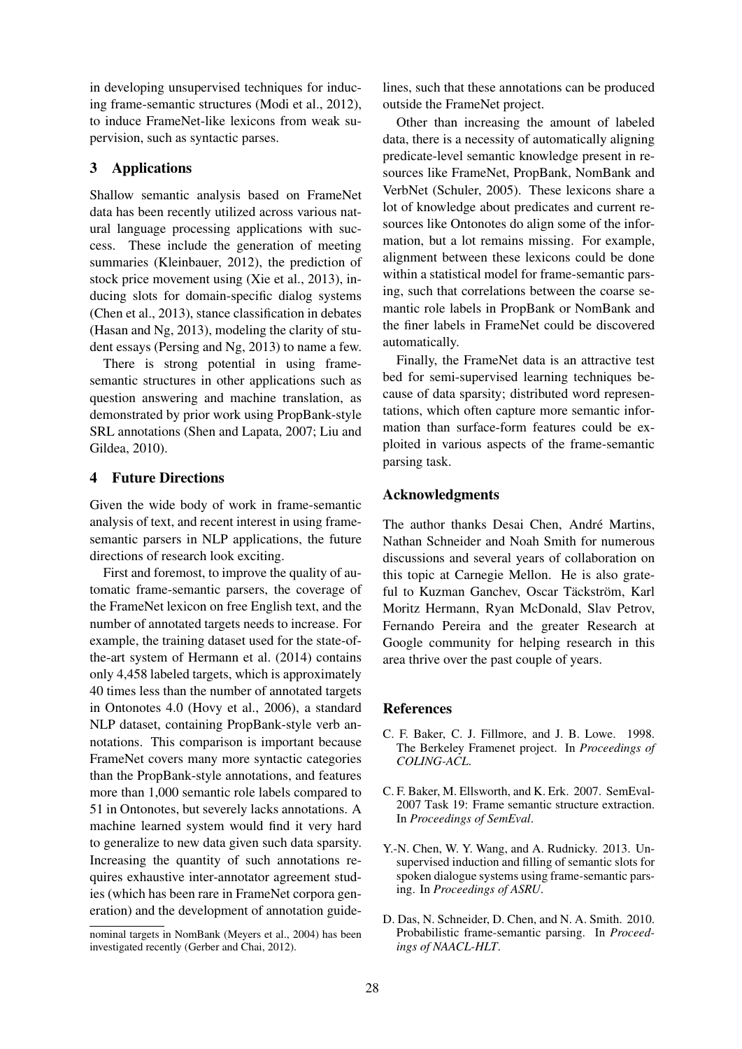in developing unsupervised techniques for inducing frame-semantic structures (Modi et al., 2012), to induce FrameNet-like lexicons from weak supervision, such as syntactic parses.

## 3 Applications

Shallow semantic analysis based on FrameNet data has been recently utilized across various natural language processing applications with success. These include the generation of meeting summaries (Kleinbauer, 2012), the prediction of stock price movement using (Xie et al., 2013), inducing slots for domain-specific dialog systems (Chen et al., 2013), stance classification in debates (Hasan and Ng, 2013), modeling the clarity of student essays (Persing and Ng, 2013) to name a few.

There is strong potential in using frame-semantic structures in other applications such as question answering and machine translation, as demonstrated by prior work using PropBank-style SRL annotations (Shen and Lapata, 2007; Liu and Gildea, 2010).

## 4 Future Directions

Given the wide body of work in frame-semantic analysis of text, and recent interest in using frame-semantic parsers in NLP applications, the future directions of research look exciting.

First and foremost, to improve the quality of automatic frame-semantic parsers, the coverage of the FrameNet lexicon on free English text, and the number of annotated targets needs to increase. For example, the training dataset used for the state-of-the-art system of Hermann et al. (2014) contains only 4,458 labeled targets, which is approximately 40 times less than the number of annotated targets in Ontonotes 4.0 (Hovy et al., 2006), a standard NLP dataset, containing PropBank-style verb annotations. This comparison is important because FrameNet covers many more syntactic categories than the PropBank-style annotations, and features more than 1,000 semantic role labels compared to 51 in Ontonotes, but severely lacks annotations. A machine learned system would find it very hard to generalize to new data given such data sparsity. Increasing the quantity of such annotations requires exhaustive inter-annotator agreement studies (which has been rare in FrameNet corpora generation) and the development of annotation guidelines, such that these annotations can be produced outside the FrameNet project.

Other than increasing the amount of labeled data, there is a necessity of automatically aligning predicate-level semantic knowledge present in resources like FrameNet, PropBank, NomBank and VerbNet (Schuler, 2005). These lexicons share a lot of knowledge about predicates and current resources like Ontonotes do align some of the information, but a lot remains missing. For example, alignment between these lexicons could be done within a statistical model for frame-semantic parsing, such that correlations between the coarse semantic role labels in PropBank or NomBank and the finer labels in FrameNet could be discovered automatically.

Finally, the FrameNet data is an attractive test bed for semi-supervised learning techniques because of data sparsity; distributed word representations, which often capture more semantic information than surface-form features could be exploited in various aspects of the frame-semantic parsing task.

nominal targets in NomBank (Meyers et al., 2004) has been investigated recently (Gerber and Chai, 2012).

## Acknowledgments

The author thanks Desai Chen, André Martins, Nathan Schneider and Noah Smith for numerous discussions and several years of collaboration on this topic at Carnegie Mellon. He is also grateful to Kuzman Ganchev, Oscar Täckström, Karl Moritz Hermann, Ryan McDonald, Slav Petrov, Fernando Pereira and the greater Research at Google community for helping research in this area thrive over the past couple of years.

## References

C. F. Baker, C. J. Fillmore, and J. B. Lowe. 1998. The Berkeley Framenet project. In *Proceedings of COLING-ACL*.

C. F. Baker, M. Ellsworth, and K. Erk. 2007. SemEval-2007 Task 19: Frame semantic structure extraction. In *Proceedings of SemEval*.

Y.-N. Chen, W. Y. Wang, and A. Rudnicky. 2013. Unsupervised induction and filling of semantic slots for spoken dialogue systems using frame-semantic parsing. In *Proceedings of ASRU*.

D. Das, N. Schneider, D. Chen, and N. A. Smith. 2010. Probabilistic frame-semantic parsing. In *Proceedings of NAACL-HLT*.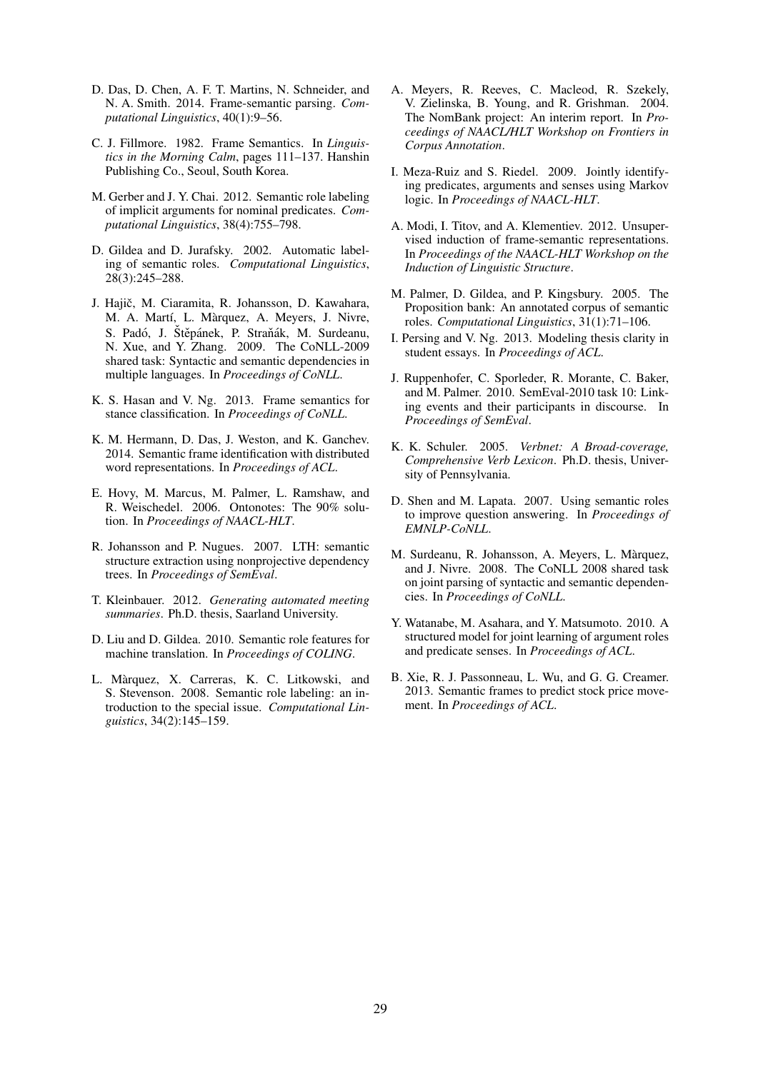D. Das, D. Chen, A. F. T. Martins, N. Schneider, and N. A. Smith. 2014. Frame-semantic parsing. *Computational Linguistics*, 40(1):9–56.

C. J. Fillmore. 1982. Frame Semantics. In *Linguistics in the Morning Calm*, pages 111–137. Hanshin Publishing Co., Seoul, South Korea.

M. Gerber and J. Y. Chai. 2012. Semantic role labeling of implicit arguments for nominal predicates. *Computational Linguistics*, 38(4):755–798.

D. Gildea and D. Jurafsky. 2002. Automatic labeling of semantic roles. *Computational Linguistics*, 28(3):245–288.

J. Hajič, M. Ciaramita, R. Johansson, D. Kawahara, M. A. Martí, L. Màrquez, A. Meyers, J. Nivre, S. Padó, J. Štěpánek, P. Straňák, M. Surdeanu, N. Xue, and Y. Zhang. 2009. The CoNLL-2009 shared task: Syntactic and semantic dependencies in multiple languages. In *Proceedings of CoNLL*.

K. S. Hasan and V. Ng. 2013. Frame semantics for stance classification. In *Proceedings of CoNLL*.

K. M. Hermann, D. Das, J. Weston, and K. Ganchev. 2014. Semantic frame identification with distributed word representations. In *Proceedings of ACL*.

E. Hovy, M. Marcus, M. Palmer, L. Ramshaw, and R. Weischedel. 2006. Ontonotes: The 90% solution. In *Proceedings of NAACL-HLT*.

R. Johansson and P. Nugues. 2007. LTH: semantic structure extraction using nonprojective dependency trees. In *Proceedings of SemEval*.

T. Kleinbauer. 2012. *Generating automated meeting summaries*. Ph.D. thesis, Saarland University.

D. Liu and D. Gildea. 2010. Semantic role features for machine translation. In *Proceedings of COLING*.

L. Màrquez, X. Carreras, K. C. Litkowski, and S. Stevenson. 2008. Semantic role labeling: an introduction to the special issue. *Computational Linguistics*, 34(2):145–159.

A. Meyers, R. Reeves, C. Macleod, R. Szekely, V. Zielinska, B. Young, and R. Grishman. 2004. The NomBank project: An interim report. In *Proceedings of NAACL/HLT Workshop on Frontiers in Corpus Annotation*.

I. Meza-Ruiz and S. Riedel. 2009. Jointly identifying predicates, arguments and senses using Markov logic. In *Proceedings of NAACL-HLT*.

A. Modi, I. Titov, and A. Klementiev. 2012. Unsupervised induction of frame-semantic representations. In *Proceedings of the NAACL-HLT Workshop on the Induction of Linguistic Structure*.

M. Palmer, D. Gildea, and P. Kingsbury. 2005. The Proposition bank: An annotated corpus of semantic roles. *Computational Linguistics*, 31(1):71–106.

I. Persing and V. Ng. 2013. Modeling thesis clarity in student essays. In *Proceedings of ACL*.

J. Ruppenhofer, C. Sporleder, R. Morante, C. Baker, and M. Palmer. 2010. SemEval-2010 task 10: Linking events and their participants in discourse. In *Proceedings of SemEval*.

K. K. Schuler. 2005. *Verbnet: A Broad-coverage, Comprehensive Verb Lexicon*. Ph.D. thesis, University of Pennsylvania.

D. Shen and M. Lapata. 2007. Using semantic roles to improve question answering. In *Proceedings of EMNLP-CoNLL*.

M. Surdeanu, R. Johansson, A. Meyers, L. Màrquez, and J. Nivre. 2008. The CoNLL 2008 shared task on joint parsing of syntactic and semantic dependencies. In *Proceedings of CoNLL*.

Y. Watanabe, M. Asahara, and Y. Matsumoto. 2010. A structured model for joint learning of argument roles and predicate senses. In *Proceedings of ACL*.

B. Xie, R. J. Passonneau, L. Wu, and G. G. Creamer. 2013. Semantic frames to predict stock price movement. In *Proceedings of ACL*.